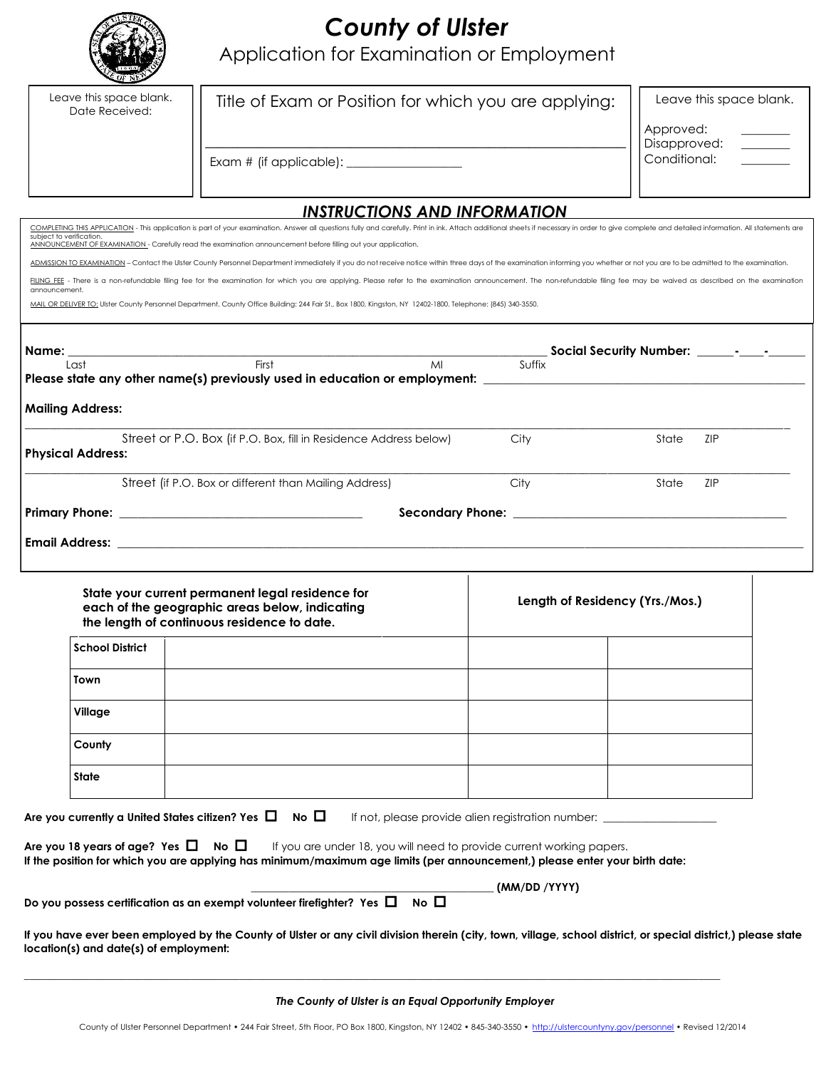# County of Ulster

## Application for Examination or Employment

| Leave this space blank. Date Received: | Title of Exam or Position for which you are applying: ______________________ Exam # (if applicable): __________ | Leave this space blank. Approved: ______ Disapproved: ______ Conditional: ______ |
|---|---|---|

### *INSTRUCTIONS AND INFORMATION*

COMPLETING THIS APPLICATION - This application is part of your examination. Answer all questions fully and carefully. Print in ink. Attach additional sheets if necessary in order to give complete and detailed information. All statements are subject to verification.

ANNOUNCEMENT OF EXAMINATION - Carefully read the examination announcement before filling out your application.

ADMISSION TO EXAMINATION – Contact the Ulster County Personnel Department immediately if you do not receive notice within three days of the examination informing you whether or not you are to be admitted to the examination.

FILING FEE - There is a non-refundable filing fee for the examination for which you are applying. Please refer to the examination announcement. The non-refundable filing fee may be waived as described on the examination announcement.

MAIL OR DELIVER TO: Ulster County Personnel Department, County Office Building: 244 Fair St., Box 1800, Kingston, NY 12402-1800. Telephone: (845) 340-3550.

**Name:** ______________________________________________ **Social Security Number:** _____-____-_____
Last First MI Suffix

**Please state any other name(s) previously used in education or employment:** ______________________

**Mailing Address:**

______________________________________________
Street or P.O. Box (if P.O. Box, fill in Residence Address below) City State ZIP

**Physical Address:**

______________________________________________
Street (if P.O. Box or different than Mailing Address) City State ZIP

**Primary Phone:** ______________________ **Secondary Phone:** ______________________

**Email Address:** ______________________________________________

| **State your current permanent legal residence for each of the geographic areas below, indicating the length of continuous residence to date.** | | **Length of Residency (Yrs./Mos.)** | |
|---|---|---|---|
| **School District** | | | |
| **Town** | | | |
| **Village** | | | |
| **County** | | | |
| **State** | | | |

**Are you currently a United States citizen? Yes ☐ No ☐** If not, please provide alien registration number: __________

**Are you 18 years of age? Yes ☐ No ☐** If you are under 18, you will need to provide current working papers.
**If the position for which you are applying has minimum/maximum age limits (per announcement,) please enter your birth date:**

______________________ **(MM/DD /YYYY)**

**Do you possess certification as an exempt volunteer firefighter? Yes ☐ No ☐**

**If you have ever been employed by the County of Ulster or any civil division therein (city, town, village, school district, or special district,) please state location(s) and date(s) of employment:**

______________________________________________

***The County of Ulster is an Equal Opportunity Employer***

County of Ulster Personnel Department • 244 Fair Street, 5th Floor, PO Box 1800, Kingston, NY 12402 • 845-340-3550 • http://ulstercountyny.gov/personnel • Revised 12/2014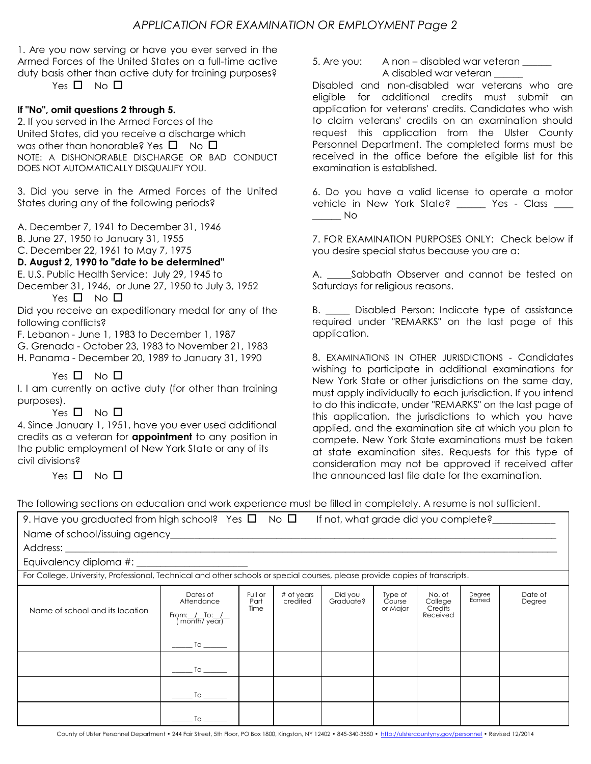## APPLICATION FOR EXAMINATION OR EMPLOYMENT Page 2

1. Are you now serving or have you ever served in the Armed Forces of the United States on a full-time active duty basis other than active duty for training purposes?
   Yes ☐ No ☐

**If "No", omit questions 2 through 5.**

2. If you served in the Armed Forces of the United States, did you receive a discharge which was other than honorable? Yes ☐ No ☐
   NOTE: A DISHONORABLE DISCHARGE OR BAD CONDUCT DOES NOT AUTOMATICALLY DISQUALIFY YOU.

3. Did you serve in the Armed Forces of the United States during any of the following periods?

A. December 7, 1941 to December 31, 1946
B. June 27, 1950 to January 31, 1955
C. December 22, 1961 to May 7, 1975
**D. August 2, 1990 to "date to be determined"**
E. U.S. Public Health Service: July 29, 1945 to December 31, 1946, or June 27, 1950 to July 3, 1952
   Yes ☐ No ☐

Did you receive an expeditionary medal for any of the following conflicts?
F. Lebanon - June 1, 1983 to December 1, 1987
G. Grenada - October 23, 1983 to November 21, 1983
H. Panama - December 20, 1989 to January 31, 1990
   Yes ☐ No ☐

I. I am currently on active duty (for other than training purposes).
   Yes ☐ No ☐

4. Since January 1, 1951, have you ever used additional credits as a veteran for **appointment** to any position in the public employment of New York State or any of its civil divisions?
   Yes ☐ No ☐

5. Are you: A non – disabled war veteran ______
   A disabled war veteran ______

Disabled and non-disabled war veterans who are eligible for additional credits must submit an application for veterans' credits. Candidates who wish to claim veterans' credits on an examination should request this application from the Ulster County Personnel Department. The completed forms must be received in the office before the eligible list for this examination is established.

6. Do you have a valid license to operate a motor vehicle in New York State? ______ Yes - Class ____ ______ No

7. FOR EXAMINATION PURPOSES ONLY: Check below if you desire special status because you are a:

A. _____Sabbath Observer and cannot be tested on Saturdays for religious reasons.

B. _____ Disabled Person: Indicate type of assistance required under "REMARKS" on the last page of this application.

8. EXAMINATIONS IN OTHER JURISDICTIONS - Candidates wishing to participate in additional examinations for New York State or other jurisdictions on the same day, must apply individually to each jurisdiction. If you intend to do this indicate, under "REMARKS" on the last page of this application, the jurisdictions to which you have applied, and the examination site at which you plan to compete. New York State examinations must be taken at state examination sites. Requests for this type of consideration may not be approved if received after the announced last file date for the examination.

The following sections on education and work experience must be filled in completely. A resume is not sufficient.

9. Have you graduated from high school? Yes ☐ No ☐ If not, what grade did you complete?____________
Name of school/issuing agency______________________________
Address: ______________________________
Equivalency diploma #: ______________________

For College, University, Professional, Technical and other schools or special courses, please provide copies of transcripts.

| Name of school and its location | Dates of Attendance From: \_\_/\_\_ To: \_\_/\_\_ (month/ year) | Full or Part Time | # of years credited | Did you Graduate? | Type of Course or Major | No. of College Credits Received | Degree Earned | Date of Degree |
|---|---|---|---|---|---|---|---|---|
| | ______ To ______ | | | | | | | |
| | ______ To ______ | | | | | | | |
| | ______ To ______ | | | | | | | |
| | ______ To ______ | | | | | | | |

County of Ulster Personnel Department • 244 Fair Street, 5th Floor, PO Box 1800, Kingston, NY 12402 • 845-340-3550 • http://ulstercountyny.gov/personnel • Revised 12/2014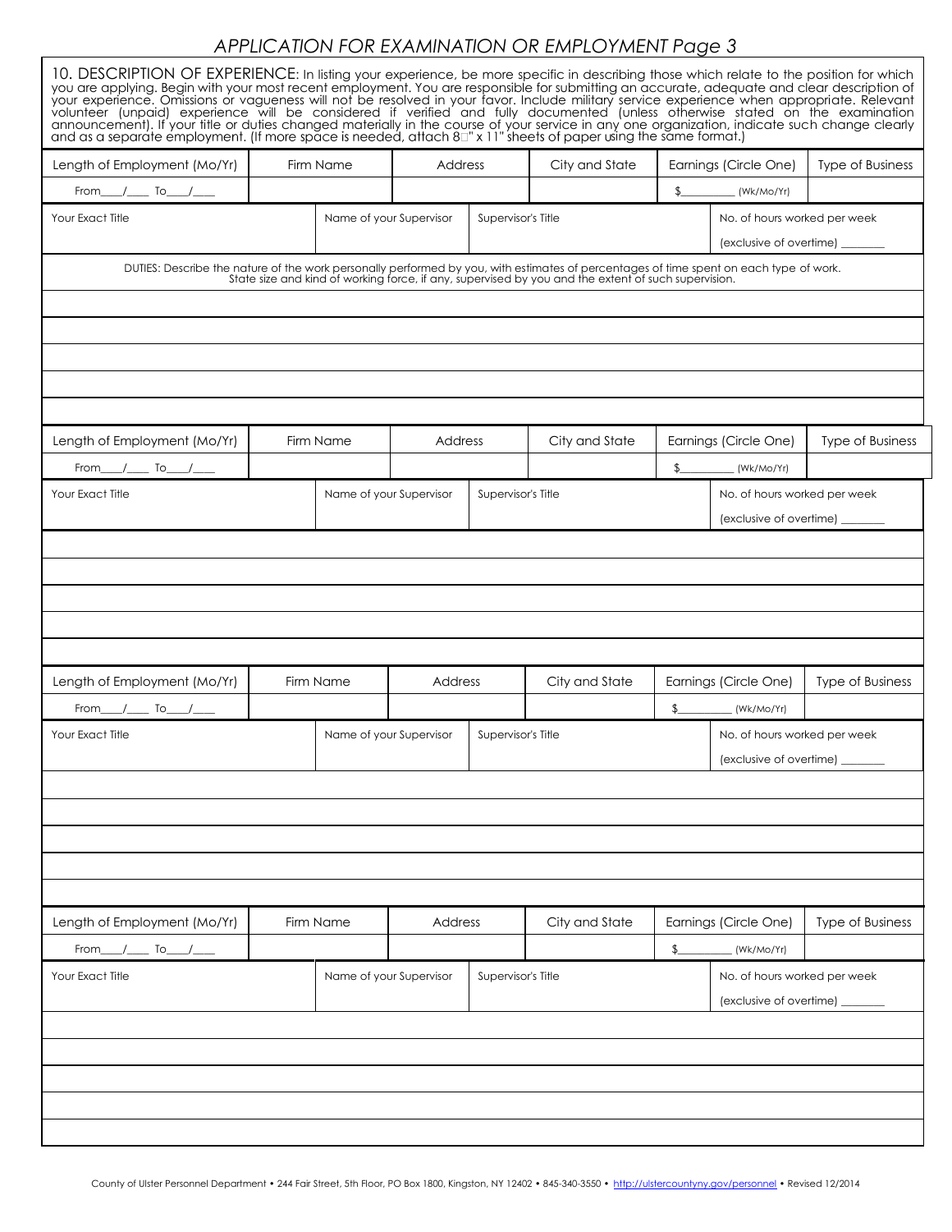## APPLICATION FOR EXAMINATION OR EMPLOYMENT Page 3

**10. DESCRIPTION OF EXPERIENCE**: In listing your experience, be more specific in describing those which relate to the position for which you are applying. Begin with your most recent employment. You are responsible for submitting an accurate, adequate and clear description of your experience. Omissions or vagueness will not be resolved in your favor. Include military service experience when appropriate. Relevant volunteer (unpaid) experience will be considered if verified and fully documented (unless otherwise stated on the examination announcement). If your title or duties changed materially in the course of your service in any one organization, indicate such change clearly and as a separate employment. (If more space is needed, attach 8½" x 11" sheets of paper using the same format.)

| Length of Employment (Mo/Yr) | Firm Name | Address | City and State | Earnings (Circle One) | Type of Business |
|---|---|---|---|---|---|
| From\_\_\_/\_\_\_ To\_\_\_/\_\_\_ | | | | $\_\_\_\_\_\_ (Wk/Mo/Yr) | |

| Your Exact Title | Name of your Supervisor | Supervisor's Title | No. of hours worked per week (exclusive of overtime) \_\_\_\_\_\_ |
|---|---|---|---|
| | | | |

DUTIES: Describe the nature of the work personally performed by you, with estimates of percentages of time spent on each type of work. State size and kind of working force, if any, supervised by you and the extent of such supervision.

| |
|---|
| |
| |
| |
| |
| |

| Length of Employment (Mo/Yr) | Firm Name | Address | City and State | Earnings (Circle One) | Type of Business |
|---|---|---|---|---|---|
| From\_\_\_/\_\_\_ To\_\_\_/\_\_\_ | | | | $\_\_\_\_\_\_ (Wk/Mo/Yr) | |

| Your Exact Title | Name of your Supervisor | Supervisor's Title | No. of hours worked per week (exclusive of overtime) \_\_\_\_\_\_ |
|---|---|---|---|
| | | | |

| |
|---|
| |
| |
| |
| |
| |

| Length of Employment (Mo/Yr) | Firm Name | Address | City and State | Earnings (Circle One) | Type of Business |
|---|---|---|---|---|---|
| From\_\_\_/\_\_\_ To\_\_\_/\_\_\_ | | | | $\_\_\_\_\_\_ (Wk/Mo/Yr) | |

| Your Exact Title | Name of your Supervisor | Supervisor's Title | No. of hours worked per week (exclusive of overtime) \_\_\_\_\_\_ |
|---|---|---|---|
| | | | |

| |
|---|
| |
| |
| |
| |
| |

| Length of Employment (Mo/Yr) | Firm Name | Address | City and State | Earnings (Circle One) | Type of Business |
|---|---|---|---|---|---|
| From\_\_\_/\_\_\_ To\_\_\_/\_\_\_ | | | | $\_\_\_\_\_\_ (Wk/Mo/Yr) | |

| Your Exact Title | Name of your Supervisor | Supervisor's Title | No. of hours worked per week (exclusive of overtime) \_\_\_\_\_\_ |
|---|---|---|---|
| | | | |

| |
|---|
| |
| |
| |
| |
| |

County of Ulster Personnel Department • 244 Fair Street, 5th Floor, PO Box 1800, Kingston, NY 12402 • 845-340-3550 • http://ulstercountyny.gov/personnel • Revised 12/2014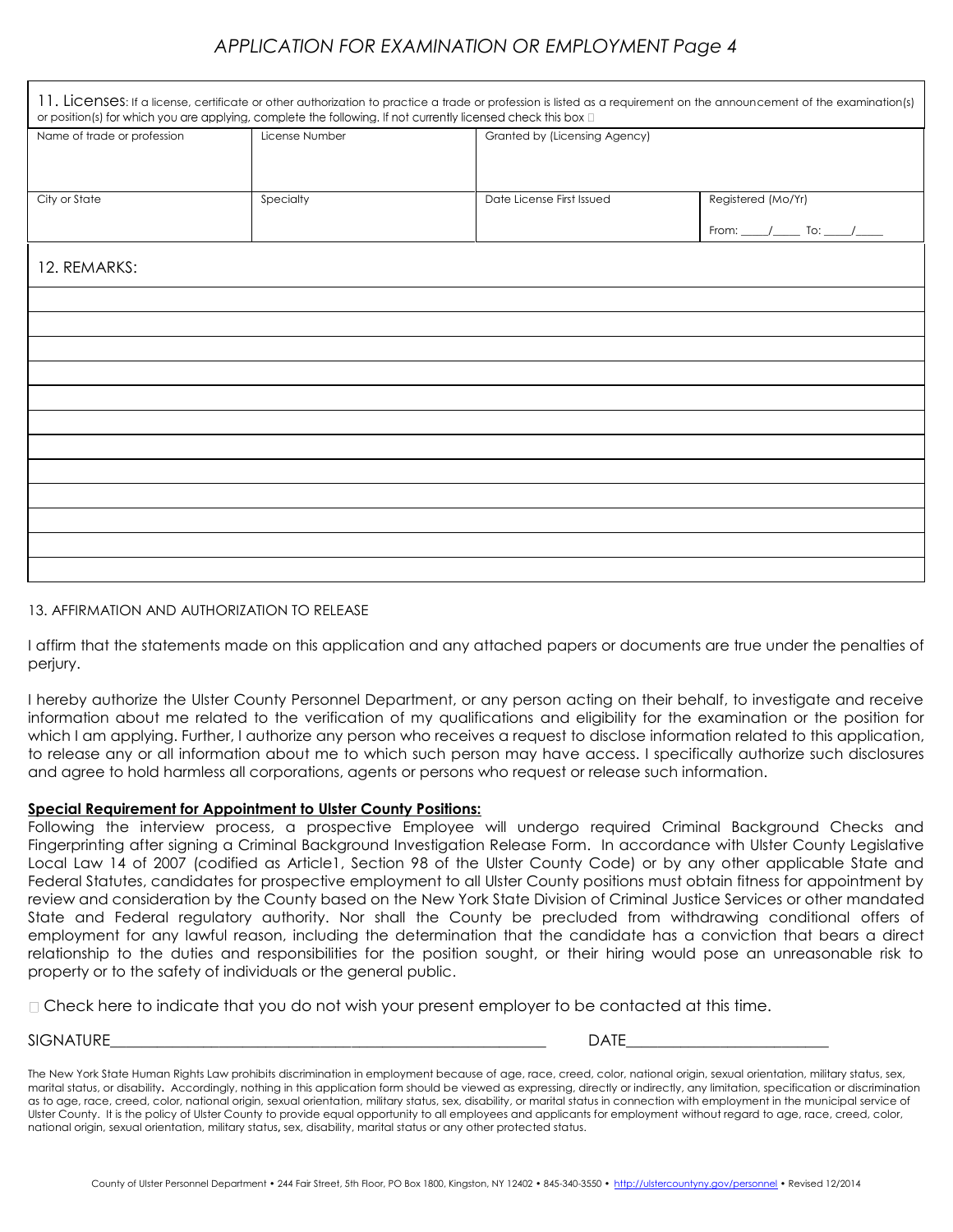# APPLICATION FOR EXAMINATION OR EMPLOYMENT Page 4

11. Licenses: If a license, certificate or other authorization to practice a trade or profession is listed as a requirement on the announcement of the examination(s) or position(s) for which you are applying, complete the following. If not currently licensed check this box ☐

| | | | |
|---|---|---|---|
| Name of trade or profession | License Number | Granted by (Licensing Agency) | |
| City or State | Specialty | Date License First Issued | Registered (Mo/Yr)<br>From: \_\_\_\_/\_\_\_\_ To: \_\_\_\_/\_\_\_\_ |

12. REMARKS:

13. AFFIRMATION AND AUTHORIZATION TO RELEASE

I affirm that the statements made on this application and any attached papers or documents are true under the penalties of perjury.

I hereby authorize the Ulster County Personnel Department, or any person acting on their behalf, to investigate and receive information about me related to the verification of my qualifications and eligibility for the examination or the position for which I am applying. Further, I authorize any person who receives a request to disclose information related to this application, to release any or all information about me to which such person may have access. I specifically authorize such disclosures and agree to hold harmless all corporations, agents or persons who request or release such information.

**Special Requirement for Appointment to Ulster County Positions:**
Following the interview process, a prospective Employee will undergo required Criminal Background Checks and Fingerprinting after signing a Criminal Background Investigation Release Form. In accordance with Ulster County Legislative Local Law 14 of 2007 (codified as Article1, Section 98 of the Ulster County Code) or by any other applicable State and Federal Statutes, candidates for prospective employment to all Ulster County positions must obtain fitness for appointment by review and consideration by the County based on the New York State Division of Criminal Justice Services or other mandated State and Federal regulatory authority. Nor shall the County be precluded from withdrawing conditional offers of employment for any lawful reason, including the determination that the candidate has a conviction that bears a direct relationship to the duties and responsibilities for the position sought, or their hiring would pose an unreasonable risk to property or to the safety of individuals or the general public.

☐ Check here to indicate that you do not wish your present employer to be contacted at this time.

SIGNATURE\_\_\_\_\_\_\_\_\_\_\_\_\_\_\_\_\_\_\_\_\_\_\_\_\_\_\_\_\_\_\_\_\_\_\_\_\_\_\_\_\_\_\_\_ DATE\_\_\_\_\_\_\_\_\_\_\_\_\_\_\_\_\_\_\_\_\_\_

The New York State Human Rights Law prohibits discrimination in employment because of age, race, creed, color, national origin, sexual orientation, military status, sex, marital status, or disability. Accordingly, nothing in this application form should be viewed as expressing, directly or indirectly, any limitation, specification or discrimination as to age, race, creed, color, national origin, sexual orientation, military status, sex, disability, or marital status in connection with employment in the municipal service of Ulster County. It is the policy of Ulster County to provide equal opportunity to all employees and applicants for employment without regard to age, race, creed, color, national origin, sexual orientation, military status, sex, disability, marital status or any other protected status.

County of Ulster Personnel Department • 244 Fair Street, 5th Floor, PO Box 1800, Kingston, NY 12402 • 845-340-3550 • http://ulstercountyny.gov/personnel • Revised 12/2014